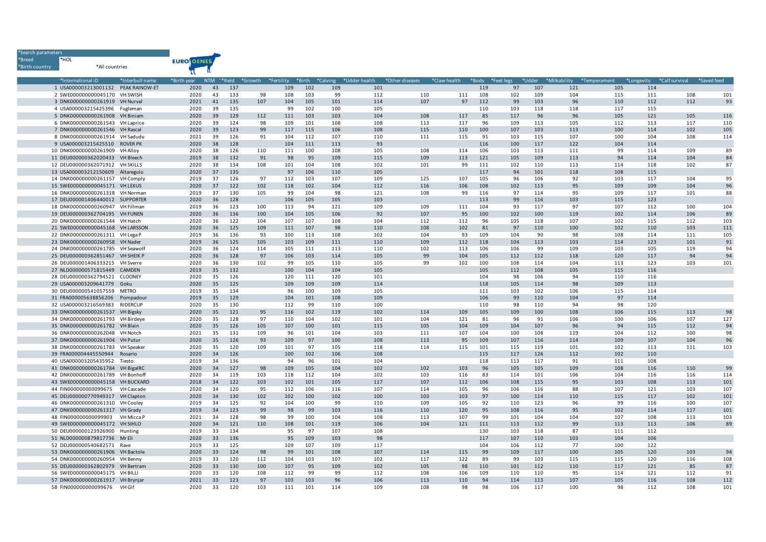| *Search parameters | |
|---|---|
| *Breed | *HOL |
| *Birth country | *All countries |

EURO GENES

| | *International iD | *Interbull name | *Birth year | NTM | '*Yield | *Growth | *Fertility | *Birth | *Calving | *Udder health | *Other diseases | *Claw health | *Body | *Feet legs | *Udder | *Milkability | *Temperament | *Longevity | *Calf survival | *Saved feed |
|---|---|---|---|---|---|---|---|---|---|---|---|---|---|---|---|---|---|---|---|---|
| 1 | USA000003213001132 | PEAK RAINOW-ET | 2020 | 43 | 137 | | 109 | 102 | 109 | 101 | | | 119 | 97 | 107 | 121 | 105 | 114 | | |
| 2 | SWE000000000045170 | VH SWISH | 2020 | 43 | 133 | 98 | 108 | 103 | 99 | 112 | 110 | 111 | 108 | 102 | 109 | 104 | 115 | 111 | 108 | 101 |
| 3 | DNK000000000261919 | VH Nurval | 2021 | 41 | 135 | 107 | 104 | 105 | 101 | 114 | 107 | 97 | 112 | 99 | 103 | 96 | 110 | 112 | 112 | 93 |
| 4 | USA000003215425396 | Fugleman | 2020 | 39 | 135 | | 99 | 102 | 100 | 105 | | | 110 | 103 | 118 | 118 | 117 | 115 | | |
| 5 | DNK000000000261908 | VH Biniam | 2020 | 39 | 129 | 112 | 111 | 103 | 103 | 104 | 108 | 117 | 85 | 117 | 96 | 96 | 105 | 121 | 105 | 116 |
| 6 | DNK000000000261543 | VH Laprice | 2020 | 39 | 124 | 98 | 109 | 101 | 108 | 108 | 113 | 117 | 96 | 109 | 113 | 105 | 112 | 113 | 117 | 110 |
| 7 | DNK000000000261546 | VH Rascal | 2020 | 39 | 123 | 99 | 117 | 115 | 106 | 108 | 115 | 110 | 100 | 107 | 103 | 113 | 100 | 114 | 102 | 105 |
| 8 | DNK000000000261914 | VH Sadudu | 2021 | 39 | 126 | 91 | 104 | 112 | 107 | 110 | 111 | 115 | 91 | 103 | 115 | 107 | 100 | 104 | 108 | 114 |
| 9 | USA000003215425510 | ROVER PK | 2020 | 38 | 128 | | 104 | 111 | 113 | 93 | | | 116 | 100 | 117 | 122 | 104 | 114 | | |
| 10 | DNK000000000261909 | VH Alloy | 2020 | 38 | 126 | 110 | 111 | 100 | 108 | 105 | 108 | 114 | 106 | 103 | 113 | 111 | 99 | 114 | 109 | 89 |
| 11 | DEU000000362020433 | VH Bleech | 2019 | 38 | 132 | 91 | 98 | 95 | 109 | 115 | 109 | 113 | 121 | 105 | 109 | 113 | 94 | 114 | 104 | 84 |
| 12 | DEU000000362071912 | VH SKILLS | 2020 | 38 | 134 | 108 | 101 | 104 | 108 | 102 | 101 | 99 | 111 | 102 | 110 | 113 | 114 | 118 | 102 | 87 |
| 13 | USA000003212150609 | Altaregulu | 2020 | 37 | 135 | | 97 | 106 | 110 | 105 | | | 117 | 94 | 101 | 118 | 108 | 115 | | |
| 14 | DNK000000000261157 | VH Comply | 2019 | 37 | 126 | 97 | 112 | 103 | 107 | 109 | 125 | 107 | 105 | 96 | 106 | 92 | 103 | 117 | 104 | 95 |
| 15 | SWE000000000045171 | VH LEXUS | 2020 | 37 | 122 | 102 | 118 | 102 | 104 | 112 | 116 | 106 | 108 | 102 | 113 | 95 | 109 | 109 | 104 | 96 |
| 16 | DNK000000000261318 | VH Norman | 2019 | 37 | 130 | 105 | 99 | 104 | 98 | 121 | 108 | 99 | 116 | 97 | 114 | 95 | 109 | 117 | 101 | 88 |
| 17 | DEU000001406440012 | SUPPORTER | 2020 | 36 | 128 | | 106 | 105 | 105 | 103 | | | 113 | 99 | 116 | 103 | 115 | 123 | | |
| 18 | DNK000000000260947 | VH Fillman | 2019 | 36 | 123 | 100 | 113 | 94 | 121 | 109 | 109 | 111 | 104 | 93 | 117 | 97 | 107 | 112 | 100 | 104 |
| 19 | DEU000000362704195 | VH FUNEN | 2020 | 36 | 136 | 100 | 104 | 105 | 106 | 92 | 107 | 95 | 100 | 102 | 100 | 119 | 102 | 114 | 106 | 89 |
| 20 | DNK000000000261544 | VH Hatch | 2020 | 36 | 122 | 104 | 107 | 107 | 108 | 104 | 112 | 112 | 96 | 105 | 118 | 107 | 102 | 115 | 112 | 103 |
| 21 | SWE000000000045168 | VH LARSSON | 2020 | 36 | 125 | 109 | 111 | 107 | 98 | 110 | 108 | 102 | 81 | 97 | 110 | 100 | 102 | 110 | 103 | 111 |
| 22 | DNK000000000261311 | VH Lega P | 2019 | 36 | 136 | 93 | 100 | 113 | 108 | 102 | 104 | 93 | 109 | 104 | 90 | 98 | 108 | 114 | 111 | 105 |
| 23 | DNK000000000260958 | VH Nader | 2019 | 36 | 125 | 105 | 103 | 109 | 111 | 110 | 109 | 112 | 118 | 104 | 113 | 103 | 114 | 123 | 101 | 91 |
| 24 | DNK000000000261785 | VH Seawolf | 2020 | 36 | 124 | 114 | 105 | 111 | 113 | 110 | 102 | 113 | 106 | 106 | 99 | 109 | 103 | 105 | 119 | 94 |
| 25 | DEU000000362851467 | VH SHEIK P | 2020 | 36 | 128 | 97 | 106 | 103 | 114 | 105 | 99 | 104 | 105 | 112 | 112 | 118 | 120 | 117 | 94 | 94 |
| 26 | DEU000001406333215 | VH Sverre | 2020 | 36 | 130 | 102 | 99 | 105 | 110 | 105 | 99 | 102 | 100 | 108 | 114 | 104 | 113 | 123 | 103 | 101 |
| 27 | NLD000000571815449 | CAMDEN | 2019 | 35 | 132 | | 100 | 104 | 104 | 105 | | | 105 | 112 | 108 | 105 | 115 | 116 | | |
| 28 | DEU000000362794521 | CLOONEY | 2020 | 35 | 126 | | 120 | 111 | 120 | 101 | | | 104 | 98 | 106 | 94 | 110 | 116 | | |
| 29 | USA000003209641779 | Goku | 2020 | 35 | 125 | | 109 | 109 | 109 | 114 | | | 118 | 105 | 114 | 98 | 109 | 113 | | |
| 30 | DEU000000541057559 | METRO | 2019 | 35 | 134 | | 96 | 100 | 109 | 105 | | | 111 | 103 | 102 | 106 | 115 | 114 | | |
| 31 | FRA000005638856206 | Pompadour | 2019 | 35 | 129 | | 104 | 101 | 108 | 109 | | | 106 | 99 | 110 | 104 | 97 | 114 | | |
| 32 | USA000003216569383 | RIDERCUP | 2020 | 35 | 130 | | 112 | 99 | 110 | 100 | | | 110 | 98 | 110 | 94 | 98 | 120 | | |
| 33 | DNK000000000261537 | VH Bigsky | 2020 | 35 | 121 | 95 | 116 | 102 | 119 | 102 | 114 | 109 | 105 | 109 | 100 | 108 | 106 | 115 | 113 | 98 |
| 34 | DNK000000000261793 | VH Birdeye | 2020 | 35 | 128 | 97 | 110 | 104 | 102 | 101 | 104 | 121 | 81 | 96 | 91 | 106 | 100 | 106 | 107 | 127 |
| 35 | DNK000000000261782 | VH Blain | 2020 | 35 | 126 | 105 | 107 | 100 | 101 | 115 | 105 | 104 | 109 | 104 | 107 | 96 | 94 | 115 | 112 | 94 |
| 36 | DNK000000000262048 | VH Notch | 2021 | 35 | 131 | 109 | 96 | 101 | 104 | 103 | 111 | 107 | 104 | 100 | 108 | 119 | 104 | 112 | 100 | 98 |
| 37 | DNK000000000261904 | VH Putur | 2020 | 35 | 126 | 93 | 109 | 97 | 100 | 108 | 113 | 95 | 109 | 107 | 116 | 114 | 109 | 107 | 104 | 96 |
| 38 | DNK000000000261783 | VH Speaker | 2020 | 35 | 120 | 109 | 101 | 97 | 105 | 118 | 114 | 115 | 101 | 115 | 119 | 101 | 102 | 113 | 111 | 103 |
| 39 | FRA000004445550944 | Rosario | 2020 | 34 | 126 | | 100 | 102 | 106 | 108 | | | 115 | 117 | 126 | 112 | 102 | 110 | | |
| 40 | USA000003205435952 | Tiesto | 2019 | 34 | 136 | | 94 | 96 | 101 | 104 | | | 118 | 113 | 117 | 91 | 111 | 108 | | |
| 41 | DNK000000000261784 | VH BigalRC | 2020 | 34 | 127 | 98 | 109 | 105 | 104 | 102 | 102 | 103 | 96 | 105 | 105 | 109 | 108 | 116 | 110 | 99 |
| 42 | DNK000000000261789 | VH Bonhoff | 2020 | 34 | 119 | 103 | 118 | 112 | 104 | 102 | 103 | 116 | 83 | 114 | 101 | 106 | 104 | 116 | 116 | 114 |
| 43 | SWE000000000045158 | VH BUCKARD | 2018 | 34 | 122 | 103 | 102 | 101 | 105 | 117 | 107 | 112 | 106 | 108 | 115 | 95 | 103 | 108 | 113 | 101 |
| 44 | FIN000000000099675 | VH Cascade | 2020 | 34 | 120 | 95 | 112 | 106 | 116 | 107 | 114 | 105 | 96 | 106 | 116 | 88 | 107 | 121 | 103 | 107 |
| 45 | DEU000000770949317 | VH Clapton | 2020 | 34 | 130 | 102 | 102 | 100 | 102 | 100 | 103 | 103 | 97 | 100 | 114 | 110 | 115 | 117 | 102 | 101 |
| 46 | DNK000000000261310 | VH Cooley | 2019 | 34 | 125 | 92 | 104 | 100 | 99 | 110 | 109 | 105 | 92 | 110 | 123 | 96 | 99 | 116 | 100 | 107 |
| 47 | DNK000000000261317 | VH Grady | 2019 | 34 | 123 | 99 | 98 | 99 | 103 | 116 | 110 | 120 | 95 | 108 | 116 | 95 | 102 | 114 | 117 | 101 |
| 48 | FIN000000000099903 | VH Micca P | 2021 | 34 | 128 | 98 | 99 | 100 | 104 | 108 | 113 | 107 | 99 | 101 | 104 | 104 | 107 | 108 | 113 | 103 |
| 49 | SWE000000000045172 | VH SIHLO | 2020 | 34 | 121 | 110 | 108 | 101 | 119 | 106 | 104 | 121 | 111 | 113 | 112 | 99 | 113 | 113 | 106 | 89 |
| 50 | DEU000000123926900 | Hunting | 2019 | 33 | 134 | | 95 | 97 | 107 | 108 | | | 130 | 103 | 118 | 87 | 111 | 112 | | |
| 51 | NLD000000879817736 | Mr Eli | 2020 | 33 | 136 | | 95 | 109 | 103 | 98 | | | 117 | 107 | 110 | 103 | 104 | 106 | | |
| 52 | DEU000000540682571 | Rave | 2019 | 33 | 125 | | 109 | 107 | 109 | 117 | | | 104 | 106 | 112 | 77 | 100 | 122 | | |
| 53 | DNK000000000261906 | VH Bactole | 2020 | 33 | 124 | 98 | 99 | 101 | 108 | 107 | 114 | 115 | 99 | 109 | 117 | 100 | 105 | 120 | 103 | 94 |
| 54 | DNK000000000260954 | VH Benny | 2019 | 33 | 120 | 112 | 104 | 103 | 107 | 102 | 117 | 122 | 89 | 99 | 103 | 115 | 115 | 120 | 116 | 108 |
| 55 | DEU000000362802979 | VH Bertram | 2020 | 33 | 130 | 100 | 107 | 95 | 109 | 102 | 105 | 98 | 110 | 101 | 112 | 110 | 117 | 121 | 85 | 87 |
| 56 | SWE000000000045175 | VH BILLI | 2020 | 33 | 120 | 108 | 112 | 99 | 99 | 112 | 108 | 106 | 109 | 110 | 110 | 95 | 114 | 121 | 112 | 91 |
| 57 | DNK000000000261917 | VH Brynjar | 2021 | 33 | 123 | 97 | 103 | 103 | 96 | 106 | 113 | 110 | 94 | 114 | 113 | 107 | 105 | 116 | 108 | 112 |
| 58 | FIN000000000099676 | VH Gif | 2020 | 33 | 120 | 103 | 111 | 101 | 114 | 109 | 108 | 98 | 98 | 106 | 117 | 100 | 98 | 112 | 108 | 101 |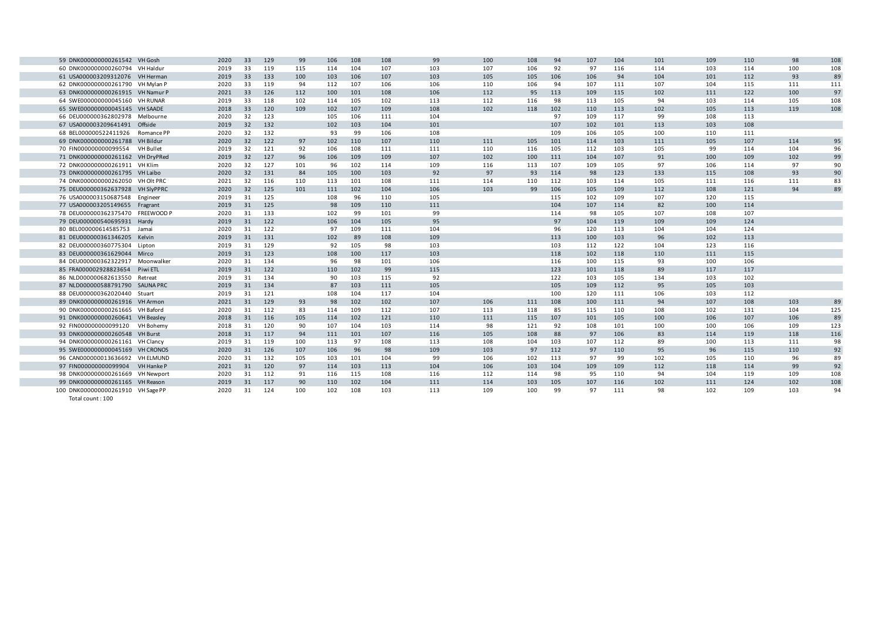| | | | | | | | | | | | | | | | | | | | | |
|---|---|---|---|---|---|---|---|---|---|---|---|---|---|---|---|---|---|---|---|---|
| 59 | DNK000000000261542 | VH Gosh | 2020 | 33 | 129 | 99 | 106 | 108 | 108 | 99 | 100 | 108 | 94 | 107 | 104 | 101 | 109 | 110 | 98 | 108 |
| 60 | DNK000000000260794 | VH Haldur | 2019 | 33 | 119 | 115 | 114 | 104 | 107 | 103 | 107 | 106 | 92 | 97 | 116 | 114 | 103 | 114 | 100 | 108 |
| 61 | USA000003209312076 | VH Herman | 2019 | 33 | 133 | 100 | 103 | 106 | 107 | 103 | 105 | 105 | 106 | 106 | 94 | 104 | 101 | 112 | 93 | 89 |
| 62 | DNK000000000261790 | VH Mylan P | 2020 | 33 | 119 | 94 | 112 | 107 | 106 | 106 | 110 | 106 | 94 | 107 | 111 | 107 | 104 | 115 | 111 | 111 |
| 63 | DNK000000000261915 | VH Namur P | 2021 | 33 | 126 | 112 | 100 | 101 | 108 | 106 | 112 | 95 | 113 | 109 | 115 | 102 | 111 | 122 | 100 | 97 |
| 64 | SWE000000000045160 | VH RUNAR | 2019 | 33 | 118 | 102 | 114 | 105 | 102 | 113 | 112 | 116 | 98 | 113 | 105 | 94 | 103 | 114 | 105 | 108 |
| 65 | SWE000000000045145 | VH SAADE | 2018 | 33 | 120 | 109 | 102 | 107 | 109 | 108 | 102 | 118 | 102 | 110 | 113 | 102 | 105 | 113 | 119 | 108 |
| 66 | DEU000000362802978 | Melbourne | 2020 | 32 | 123 | | 105 | 106 | 111 | 104 | | | 97 | 109 | 117 | 99 | 108 | 113 | | |
| 67 | USA000003209641491 | Offside | 2019 | 32 | 132 | | 102 | 103 | 104 | 101 | | | 107 | 102 | 101 | 113 | 103 | 108 | | |
| 68 | BEL000000522411926 | Romance PP | 2020 | 32 | 132 | | 93 | 99 | 106 | 108 | | | 109 | 106 | 105 | 100 | 110 | 111 | | |
| 69 | DNK000000000261788 | VH Bildur | 2020 | 32 | 122 | 97 | 102 | 110 | 107 | 110 | 111 | 105 | 101 | 114 | 103 | 111 | 105 | 107 | 114 | 95 |
| 70 | FIN000000000099554 | VH Bullet | 2019 | 32 | 121 | 92 | 106 | 108 | 111 | 111 | 110 | 116 | 105 | 112 | 103 | 105 | 99 | 114 | 104 | 96 |
| 71 | DNK000000000261162 | VH DryPRed | 2019 | 32 | 127 | 96 | 106 | 109 | 109 | 107 | 102 | 100 | 111 | 104 | 107 | 91 | 100 | 109 | 102 | 99 |
| 72 | DNK000000000261911 | VH Klim | 2020 | 32 | 127 | 101 | 96 | 102 | 114 | 109 | 116 | 113 | 107 | 109 | 105 | 97 | 106 | 114 | 97 | 90 |
| 73 | DNK000000000261795 | VH Laibo | 2020 | 32 | 131 | 84 | 105 | 100 | 103 | 92 | 97 | 93 | 114 | 98 | 123 | 133 | 115 | 108 | 93 | 90 |
| 74 | DNK000000000262050 | VH Olt PRC | 2021 | 32 | 116 | 110 | 113 | 101 | 108 | 111 | 114 | 110 | 112 | 103 | 114 | 105 | 111 | 116 | 111 | 83 |
| 75 | DEU000000362637928 | VH SlyPPRC | 2020 | 32 | 125 | 101 | 111 | 102 | 104 | 106 | 103 | 99 | 106 | 105 | 109 | 112 | 108 | 121 | 94 | 89 |
| 76 | USA000003150687548 | Engineer | 2019 | 31 | 125 | | 108 | 96 | 110 | 105 | | | 115 | 102 | 109 | 107 | 120 | 115 | | |
| 77 | USA000003205149655 | Fragrant | 2019 | 31 | 125 | | 98 | 109 | 110 | 111 | | | 104 | 107 | 114 | 82 | 100 | 114 | | |
| 78 | DEU000000362375470 | FREEWOOD P | 2020 | 31 | 133 | | 102 | 99 | 101 | 99 | | | 114 | 98 | 105 | 107 | 108 | 107 | | |
| 79 | DEU000000540695931 | Hardy | 2019 | 31 | 122 | | 106 | 104 | 105 | 95 | | | 97 | 104 | 119 | 109 | 109 | 124 | | |
| 80 | BEL000000614585753 | Jamai | 2020 | 31 | 122 | | 97 | 109 | 111 | 104 | | | 96 | 120 | 113 | 104 | 104 | 124 | | |
| 81 | DEU000000361346205 | Kelvin | 2019 | 31 | 131 | | 102 | 89 | 108 | 109 | | | 113 | 100 | 103 | 96 | 102 | 113 | | |
| 82 | DEU000000360775304 | Lipton | 2019 | 31 | 129 | | 92 | 105 | 98 | 103 | | | 103 | 112 | 122 | 104 | 123 | 116 | | |
| 83 | DEU000000361629044 | Mirco | 2019 | 31 | 123 | | 108 | 100 | 117 | 103 | | | 118 | 102 | 118 | 110 | 111 | 115 | | |
| 84 | DEU000000362322917 | Moonwalker | 2020 | 31 | 134 | | 96 | 98 | 101 | 106 | | | 116 | 100 | 115 | 93 | 100 | 106 | | |
| 85 | FRA000002928823654 | Piwi ETL | 2019 | 31 | 122 | | 110 | 102 | 99 | 115 | | | 123 | 101 | 118 | 89 | 117 | 117 | | |
| 86 | NLD000000682613550 | Retreat | 2019 | 31 | 134 | | 90 | 103 | 115 | 92 | | | 122 | 103 | 105 | 134 | 103 | 102 | | |
| 87 | NLD000000588791790 | SAUNA PRC | 2019 | 31 | 134 | | 87 | 103 | 111 | 105 | | | 105 | 109 | 112 | 95 | 105 | 103 | | |
| 88 | DEU000000362020440 | Stuart | 2019 | 31 | 121 | | 108 | 104 | 117 | 104 | | | 100 | 120 | 111 | 106 | 103 | 112 | | |
| 89 | DNK000000000261916 | VH Armon | 2021 | 31 | 129 | 93 | 98 | 102 | 102 | 107 | 106 | 111 | 108 | 100 | 111 | 94 | 107 | 108 | 103 | 89 |
| 90 | DNK000000000261665 | VH Baford | 2020 | 31 | 112 | 83 | 114 | 109 | 112 | 107 | 113 | 118 | 85 | 115 | 110 | 108 | 102 | 131 | 104 | 125 |
| 91 | DNK000000000260641 | VH Beasley | 2018 | 31 | 116 | 105 | 114 | 102 | 121 | 110 | 111 | 115 | 107 | 101 | 105 | 100 | 106 | 107 | 106 | 89 |
| 92 | FIN000000000099120 | VH Bohemy | 2018 | 31 | 120 | 90 | 107 | 104 | 103 | 114 | 98 | 121 | 92 | 108 | 101 | 100 | 100 | 106 | 109 | 123 |
| 93 | DNK000000000260548 | VH Burst | 2018 | 31 | 117 | 94 | 111 | 101 | 107 | 116 | 105 | 108 | 88 | 97 | 106 | 83 | 114 | 119 | 118 | 116 |
| 94 | DNK000000000261161 | VH Clancy | 2019 | 31 | 119 | 100 | 113 | 97 | 108 | 113 | 108 | 104 | 103 | 107 | 112 | 89 | 100 | 113 | 111 | 98 |
| 95 | SWE000000000045169 | VH CRONOS | 2020 | 31 | 126 | 107 | 106 | 96 | 98 | 109 | 103 | 97 | 112 | 97 | 110 | 95 | 96 | 115 | 110 | 92 |
| 96 | CAN000000013636692 | VH ELMUND | 2020 | 31 | 132 | 105 | 103 | 101 | 104 | 99 | 106 | 102 | 113 | 97 | 99 | 102 | 105 | 110 | 96 | 89 |
| 97 | FIN000000000099904 | VH Hanke P | 2021 | 31 | 120 | 97 | 114 | 103 | 113 | 104 | 106 | 103 | 104 | 109 | 109 | 112 | 118 | 114 | 99 | 92 |
| 98 | DNK000000000261669 | VH Newport | 2020 | 31 | 112 | 91 | 116 | 115 | 108 | 116 | 112 | 114 | 98 | 95 | 110 | 94 | 104 | 119 | 109 | 108 |
| 99 | DNK000000000261165 | VH Reason | 2019 | 31 | 117 | 90 | 110 | 102 | 104 | 111 | 114 | 103 | 105 | 107 | 116 | 102 | 111 | 124 | 102 | 108 |
| 100 | DNK000000000261910 | VH Sage PP | 2020 | 31 | 124 | 100 | 102 | 108 | 103 | 113 | 109 | 100 | 99 | 97 | 111 | 98 | 102 | 109 | 103 | 94 |

Total count : 100